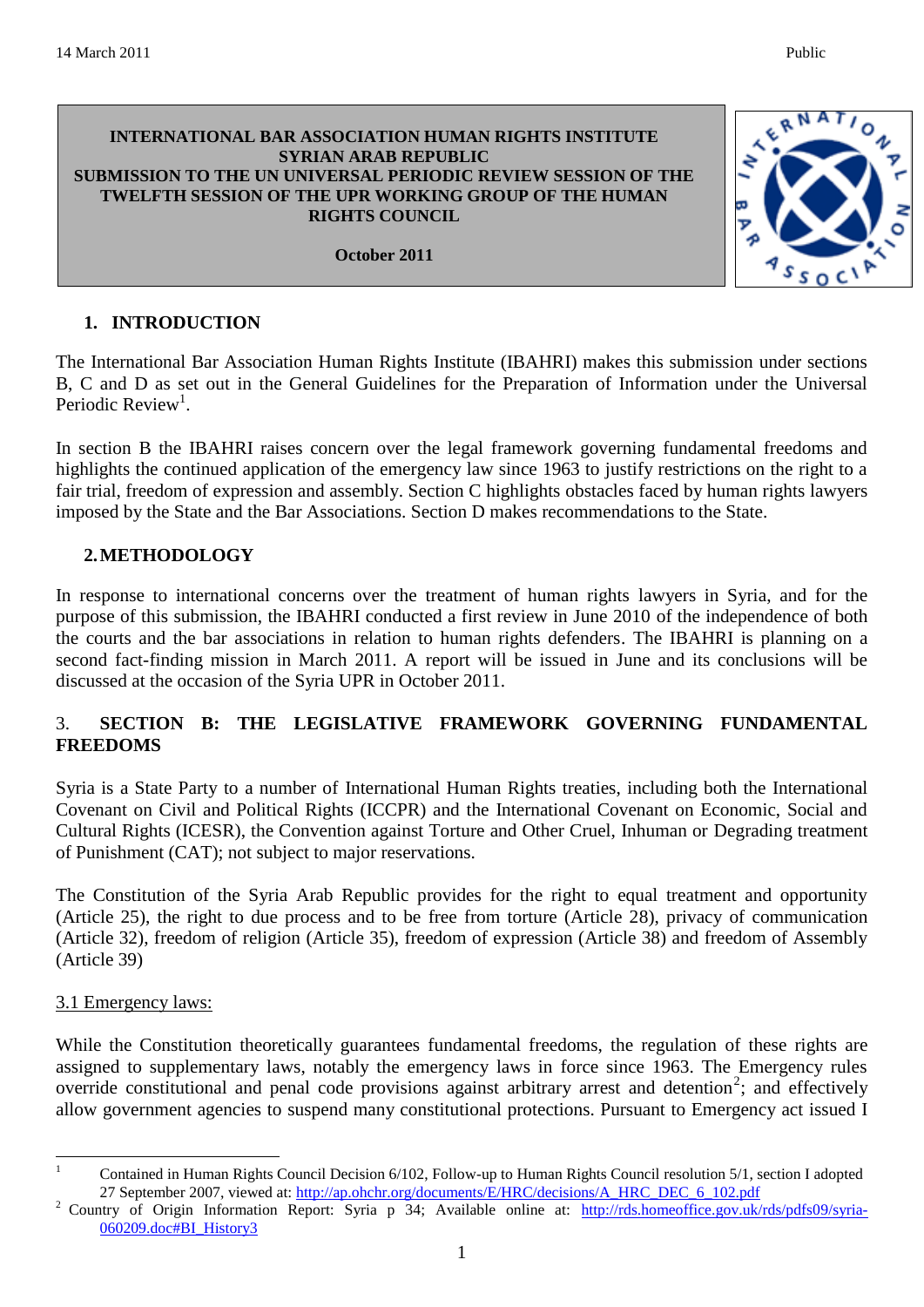14 March 2011 Public

**INTERNATIONAL BAR ASSOCIATION HUMAN RIGHTS INSTITUTE**
**SYRIAN ARAB REPUBLIC**
**SUBMISSION TO THE UN UNIVERSAL PERIODIC REVIEW SESSION OF THE TWELFTH SESSION OF THE UPR WORKING GROUP OF THE HUMAN RIGHTS COUNCIL**

**October 2011**

## 1. INTRODUCTION

The International Bar Association Human Rights Institute (IBAHRI) makes this submission under sections B, C and D as set out in the General Guidelines for the Preparation of Information under the Universal Periodic Review[1].

In section B the IBAHRI raises concern over the legal framework governing fundamental freedoms and highlights the continued application of the emergency law since 1963 to justify restrictions on the right to a fair trial, freedom of expression and assembly. Section C highlights obstacles faced by human rights lawyers imposed by the State and the Bar Associations. Section D makes recommendations to the State.

## 2. METHODOLOGY

In response to international concerns over the treatment of human rights lawyers in Syria, and for the purpose of this submission, the IBAHRI conducted a first review in June 2010 of the independence of both the courts and the bar associations in relation to human rights defenders. The IBAHRI is planning on a second fact-finding mission in March 2011. A report will be issued in June and its conclusions will be discussed at the occasion of the Syria UPR in October 2011.

## 3. SECTION B: THE LEGISLATIVE FRAMEWORK GOVERNING FUNDAMENTAL FREEDOMS

Syria is a State Party to a number of International Human Rights treaties, including both the International Covenant on Civil and Political Rights (ICCPR) and the International Covenant on Economic, Social and Cultural Rights (ICESR), the Convention against Torture and Other Cruel, Inhuman or Degrading treatment of Punishment (CAT); not subject to major reservations.

The Constitution of the Syria Arab Republic provides for the right to equal treatment and opportunity (Article 25), the right to due process and to be free from torture (Article 28), privacy of communication (Article 32), freedom of religion (Article 35), freedom of expression (Article 38) and freedom of Assembly (Article 39)

### 3.1 Emergency laws:

While the Constitution theoretically guarantees fundamental freedoms, the regulation of these rights are assigned to supplementary laws, notably the emergency laws in force since 1963. The Emergency rules override constitutional and penal code provisions against arbitrary arrest and detention[2]; and effectively allow government agencies to suspend many constitutional protections. Pursuant to Emergency act issued I

---

[1] Contained in Human Rights Council Decision 6/102, Follow-up to Human Rights Council resolution 5/1, section I adopted 27 September 2007, viewed at: http://ap.ohchr.org/documents/E/HRC/decisions/A_HRC_DEC_6_102.pdf

[2] Country of Origin Information Report: Syria p 34; Available online at: http://rds.homeoffice.gov.uk/rds/pdfs09/syria-060209.doc#BI_History3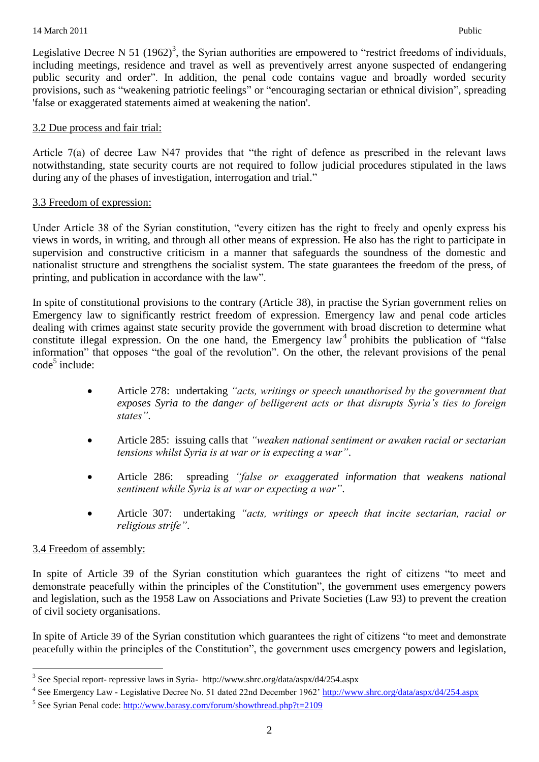Legislative Decree N 51 (1962)[3], the Syrian authorities are empowered to "restrict freedoms of individuals, including meetings, residence and travel as well as preventively arrest anyone suspected of endangering public security and order". In addition, the penal code contains vague and broadly worded security provisions, such as "weakening patriotic feelings" or "encouraging sectarian or ethnical division", spreading 'false or exaggerated statements aimed at weakening the nation'.

### 3.2 Due process and fair trial:

Article 7(a) of decree Law N47 provides that "the right of defence as prescribed in the relevant laws notwithstanding, state security courts are not required to follow judicial procedures stipulated in the laws during any of the phases of investigation, interrogation and trial."

### 3.3 Freedom of expression:

Under Article 38 of the Syrian constitution, "every citizen has the right to freely and openly express his views in words, in writing, and through all other means of expression. He also has the right to participate in supervision and constructive criticism in a manner that safeguards the soundness of the domestic and nationalist structure and strengthens the socialist system. The state guarantees the freedom of the press, of printing, and publication in accordance with the law".

In spite of constitutional provisions to the contrary (Article 38), in practise the Syrian government relies on Emergency law to significantly restrict freedom of expression. Emergency law and penal code articles dealing with crimes against state security provide the government with broad discretion to determine what constitute illegal expression. On the one hand, the Emergency law[4] prohibits the publication of "false information" that opposes "the goal of the revolution". On the other, the relevant provisions of the penal code[5] include:

- Article 278: undertaking *"acts, writings or speech unauthorised by the government that exposes Syria to the danger of belligerent acts or that disrupts Syria's ties to foreign states"*.
- Article 285: issuing calls that *"weaken national sentiment or awaken racial or sectarian tensions whilst Syria is at war or is expecting a war"*.
- Article 286: spreading *"false or exaggerated information that weakens national sentiment while Syria is at war or expecting a war"*.
- Article 307: undertaking *"acts, writings or speech that incite sectarian, racial or religious strife"*.

### 3.4 Freedom of assembly:

In spite of Article 39 of the Syrian constitution which guarantees the right of citizens "to meet and demonstrate peacefully within the principles of the Constitution", the government uses emergency powers and legislation, such as the 1958 Law on Associations and Private Societies (Law 93) to prevent the creation of civil society organisations.

In spite of Article 39 of the Syrian constitution which guarantees the right of citizens "to meet and demonstrate peacefully within the principles of the Constitution", the government uses emergency powers and legislation,

---

[3] See Special report- repressive laws in Syria- http://www.shrc.org/data/aspx/d4/254.aspx

[4] See Emergency Law - Legislative Decree No. 51 dated 22nd December 1962' http://www.shrc.org/data/aspx/d4/254.aspx

[5] See Syrian Penal code: http://www.barasy.com/forum/showthread.php?t=2109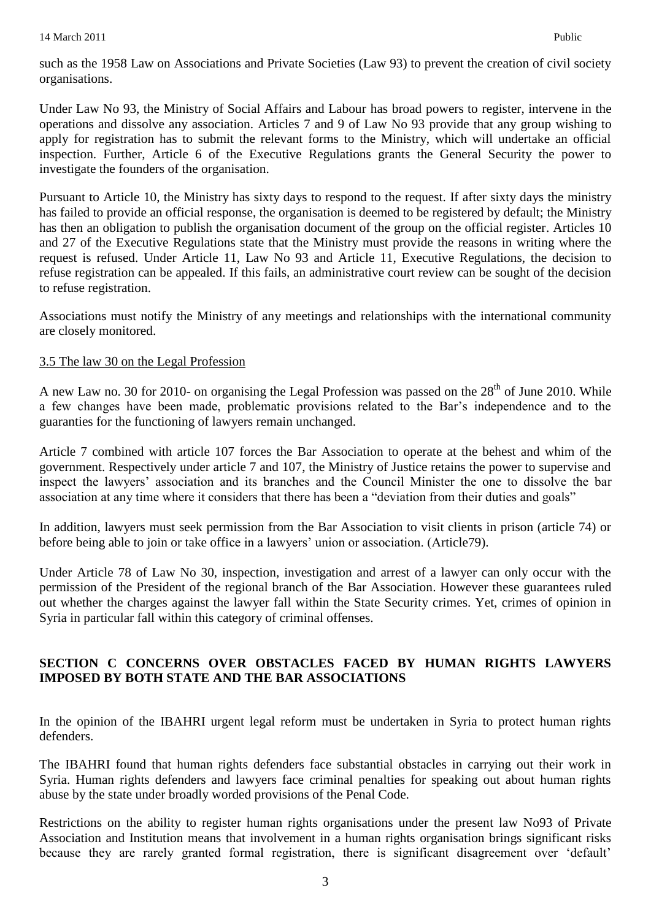such as the 1958 Law on Associations and Private Societies (Law 93) to prevent the creation of civil society organisations.

Under Law No 93, the Ministry of Social Affairs and Labour has broad powers to register, intervene in the operations and dissolve any association. Articles 7 and 9 of Law No 93 provide that any group wishing to apply for registration has to submit the relevant forms to the Ministry, which will undertake an official inspection. Further, Article 6 of the Executive Regulations grants the General Security the power to investigate the founders of the organisation.

Pursuant to Article 10, the Ministry has sixty days to respond to the request. If after sixty days the ministry has failed to provide an official response, the organisation is deemed to be registered by default; the Ministry has then an obligation to publish the organisation document of the group on the official register. Articles 10 and 27 of the Executive Regulations state that the Ministry must provide the reasons in writing where the request is refused. Under Article 11, Law No 93 and Article 11, Executive Regulations, the decision to refuse registration can be appealed. If this fails, an administrative court review can be sought of the decision to refuse registration.

Associations must notify the Ministry of any meetings and relationships with the international community are closely monitored.

### 3.5 The law 30 on the Legal Profession

A new Law no. 30 for 2010- on organising the Legal Profession was passed on the 28th of June 2010. While a few changes have been made, problematic provisions related to the Bar's independence and to the guaranties for the functioning of lawyers remain unchanged.

Article 7 combined with article 107 forces the Bar Association to operate at the behest and whim of the government. Respectively under article 7 and 107, the Ministry of Justice retains the power to supervise and inspect the lawyers' association and its branches and the Council Minister the one to dissolve the bar association at any time where it considers that there has been a "deviation from their duties and goals"

In addition, lawyers must seek permission from the Bar Association to visit clients in prison (article 74) or before being able to join or take office in a lawyers' union or association. (Article79).

Under Article 78 of Law No 30, inspection, investigation and arrest of a lawyer can only occur with the permission of the President of the regional branch of the Bar Association. However these guarantees ruled out whether the charges against the lawyer fall within the State Security crimes. Yet, crimes of opinion in Syria in particular fall within this category of criminal offenses.

## SECTION C CONCERNS OVER OBSTACLES FACED BY HUMAN RIGHTS LAWYERS IMPOSED BY BOTH STATE AND THE BAR ASSOCIATIONS

In the opinion of the IBAHRI urgent legal reform must be undertaken in Syria to protect human rights defenders.

The IBAHRI found that human rights defenders face substantial obstacles in carrying out their work in Syria. Human rights defenders and lawyers face criminal penalties for speaking out about human rights abuse by the state under broadly worded provisions of the Penal Code.

Restrictions on the ability to register human rights organisations under the present law No93 of Private Association and Institution means that involvement in a human rights organisation brings significant risks because they are rarely granted formal registration, there is significant disagreement over 'default'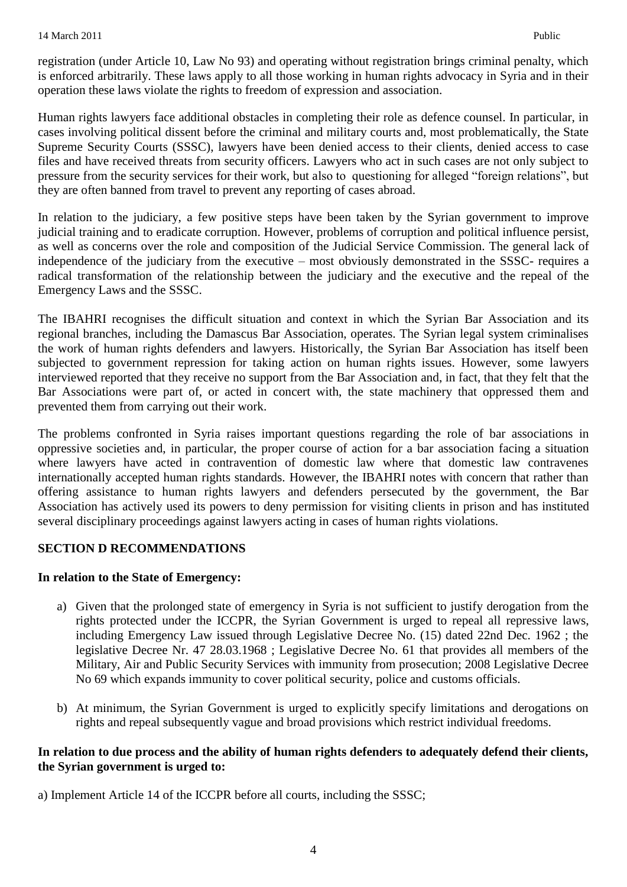registration (under Article 10, Law No 93) and operating without registration brings criminal penalty, which is enforced arbitrarily. These laws apply to all those working in human rights advocacy in Syria and in their operation these laws violate the rights to freedom of expression and association.

Human rights lawyers face additional obstacles in completing their role as defence counsel. In particular, in cases involving political dissent before the criminal and military courts and, most problematically, the State Supreme Security Courts (SSSC), lawyers have been denied access to their clients, denied access to case files and have received threats from security officers. Lawyers who act in such cases are not only subject to pressure from the security services for their work, but also to questioning for alleged "foreign relations", but they are often banned from travel to prevent any reporting of cases abroad.

In relation to the judiciary, a few positive steps have been taken by the Syrian government to improve judicial training and to eradicate corruption. However, problems of corruption and political influence persist, as well as concerns over the role and composition of the Judicial Service Commission. The general lack of independence of the judiciary from the executive – most obviously demonstrated in the SSSC- requires a radical transformation of the relationship between the judiciary and the executive and the repeal of the Emergency Laws and the SSSC.

The IBAHRI recognises the difficult situation and context in which the Syrian Bar Association and its regional branches, including the Damascus Bar Association, operates. The Syrian legal system criminalises the work of human rights defenders and lawyers. Historically, the Syrian Bar Association has itself been subjected to government repression for taking action on human rights issues. However, some lawyers interviewed reported that they receive no support from the Bar Association and, in fact, that they felt that the Bar Associations were part of, or acted in concert with, the state machinery that oppressed them and prevented them from carrying out their work.

The problems confronted in Syria raises important questions regarding the role of bar associations in oppressive societies and, in particular, the proper course of action for a bar association facing a situation where lawyers have acted in contravention of domestic law where that domestic law contravenes internationally accepted human rights standards. However, the IBAHRI notes with concern that rather than offering assistance to human rights lawyers and defenders persecuted by the government, the Bar Association has actively used its powers to deny permission for visiting clients in prison and has instituted several disciplinary proceedings against lawyers acting in cases of human rights violations.

## SECTION D RECOMMENDATIONS

**In relation to the State of Emergency:**

a) Given that the prolonged state of emergency in Syria is not sufficient to justify derogation from the rights protected under the ICCPR, the Syrian Government is urged to repeal all repressive laws, including Emergency Law issued through Legislative Decree No. (15) dated 22nd Dec. 1962 ; the legislative Decree Nr. 47 28.03.1968 ; Legislative Decree No. 61 that provides all members of the Military, Air and Public Security Services with immunity from prosecution; 2008 Legislative Decree No 69 which expands immunity to cover political security, police and customs officials.

b) At minimum, the Syrian Government is urged to explicitly specify limitations and derogations on rights and repeal subsequently vague and broad provisions which restrict individual freedoms.

**In relation to due process and the ability of human rights defenders to adequately defend their clients, the Syrian government is urged to:**

a) Implement Article 14 of the ICCPR before all courts, including the SSSC;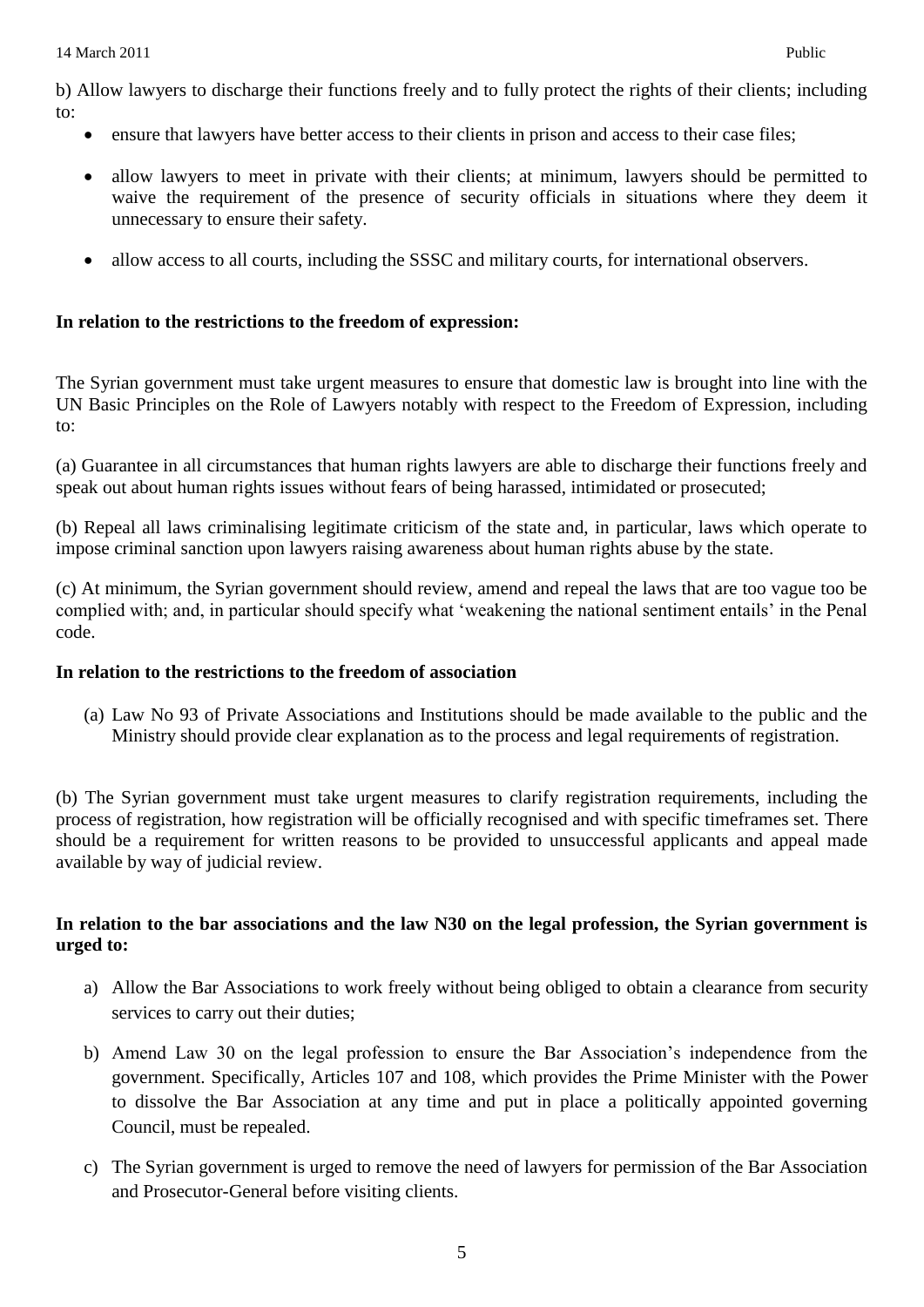b) Allow lawyers to discharge their functions freely and to fully protect the rights of their clients; including to:

- ensure that lawyers have better access to their clients in prison and access to their case files;
- allow lawyers to meet in private with their clients; at minimum, lawyers should be permitted to waive the requirement of the presence of security officials in situations where they deem it unnecessary to ensure their safety.
- allow access to all courts, including the SSSC and military courts, for international observers.

**In relation to the restrictions to the freedom of expression:**

The Syrian government must take urgent measures to ensure that domestic law is brought into line with the UN Basic Principles on the Role of Lawyers notably with respect to the Freedom of Expression, including to:

(a) Guarantee in all circumstances that human rights lawyers are able to discharge their functions freely and speak out about human rights issues without fears of being harassed, intimidated or prosecuted;

(b) Repeal all laws criminalising legitimate criticism of the state and, in particular, laws which operate to impose criminal sanction upon lawyers raising awareness about human rights abuse by the state.

(c) At minimum, the Syrian government should review, amend and repeal the laws that are too vague too be complied with; and, in particular should specify what 'weakening the national sentiment entails' in the Penal code.

**In relation to the restrictions to the freedom of association**

(a) Law No 93 of Private Associations and Institutions should be made available to the public and the Ministry should provide clear explanation as to the process and legal requirements of registration.

(b) The Syrian government must take urgent measures to clarify registration requirements, including the process of registration, how registration will be officially recognised and with specific timeframes set. There should be a requirement for written reasons to be provided to unsuccessful applicants and appeal made available by way of judicial review.

**In relation to the bar associations and the law N30 on the legal profession, the Syrian government is urged to:**

a) Allow the Bar Associations to work freely without being obliged to obtain a clearance from security services to carry out their duties;

b) Amend Law 30 on the legal profession to ensure the Bar Association's independence from the government. Specifically, Articles 107 and 108, which provides the Prime Minister with the Power to dissolve the Bar Association at any time and put in place a politically appointed governing Council, must be repealed.

c) The Syrian government is urged to remove the need of lawyers for permission of the Bar Association and Prosecutor-General before visiting clients.